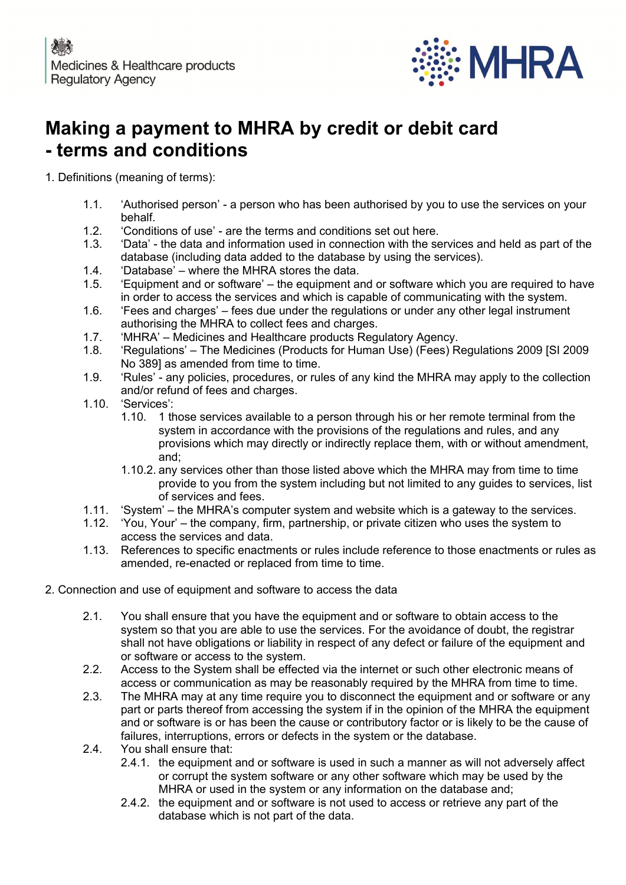Medicines & Healthcare products Regulatory Agency

MHRA

# Making a payment to MHRA by credit or debit card - terms and conditions

1. Definitions (meaning of terms):

   1.1. 'Authorised person' - a person who has been authorised by you to use the services on your behalf.
   1.2. 'Conditions of use' - are the terms and conditions set out here.
   1.3. 'Data' - the data and information used in connection with the services and held as part of the database (including data added to the database by using the services).
   1.4. 'Database' – where the MHRA stores the data.
   1.5. 'Equipment and or software' – the equipment and or software which you are required to have in order to access the services and which is capable of communicating with the system.
   1.6. 'Fees and charges' – fees due under the regulations or under any other legal instrument authorising the MHRA to collect fees and charges.
   1.7. 'MHRA' – Medicines and Healthcare products Regulatory Agency.
   1.8. 'Regulations' – The Medicines (Products for Human Use) (Fees) Regulations 2009 [SI 2009 No 389] as amended from time to time.
   1.9. 'Rules' - any policies, procedures, or rules of any kind the MHRA may apply to the collection and/or refund of fees and charges.
   1.10. 'Services':
      1.10. 1 those services available to a person through his or her remote terminal from the system in accordance with the provisions of the regulations and rules, and any provisions which may directly or indirectly replace them, with or without amendment, and;
      1.10.2. any services other than those listed above which the MHRA may from time to time provide to you from the system including but not limited to any guides to services, list of services and fees.
   1.11. 'System' – the MHRA's computer system and website which is a gateway to the services.
   1.12. 'You, Your' – the company, firm, partnership, or private citizen who uses the system to access the services and data.
   1.13. References to specific enactments or rules include reference to those enactments or rules as amended, re-enacted or replaced from time to time.

2. Connection and use of equipment and software to access the data

   2.1. You shall ensure that you have the equipment and or software to obtain access to the system so that you are able to use the services. For the avoidance of doubt, the registrar shall not have obligations or liability in respect of any defect or failure of the equipment and or software or access to the system.
   2.2. Access to the System shall be effected via the internet or such other electronic means of access or communication as may be reasonably required by the MHRA from time to time.
   2.3. The MHRA may at any time require you to disconnect the equipment and or software or any part or parts thereof from accessing the system if in the opinion of the MHRA the equipment and or software is or has been the cause or contributory factor or is likely to be the cause of failures, interruptions, errors or defects in the system or the database.
   2.4. You shall ensure that:
      2.4.1. the equipment and or software is used in such a manner as will not adversely affect or corrupt the system software or any other software which may be used by the MHRA or used in the system or any information on the database and;
      2.4.2. the equipment and or software is not used to access or retrieve any part of the database which is not part of the data.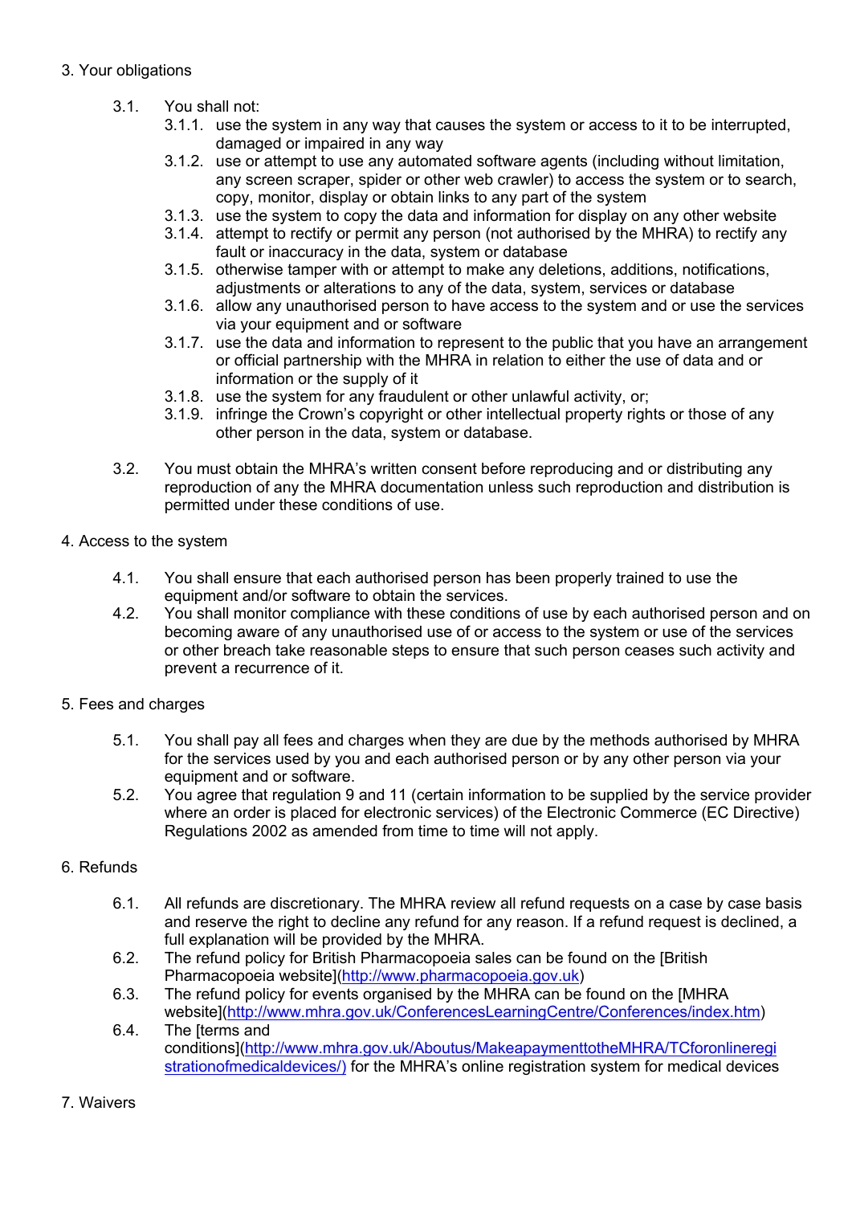## 3. Your obligations

3.1. You shall not:

- 3.1.1. use the system in any way that causes the system or access to it to be interrupted, damaged or impaired in any way
- 3.1.2. use or attempt to use any automated software agents (including without limitation, any screen scraper, spider or other web crawler) to access the system or to search, copy, monitor, display or obtain links to any part of the system
- 3.1.3. use the system to copy the data and information for display on any other website
- 3.1.4. attempt to rectify or permit any person (not authorised by the MHRA) to rectify any fault or inaccuracy in the data, system or database
- 3.1.5. otherwise tamper with or attempt to make any deletions, additions, notifications, adjustments or alterations to any of the data, system, services or database
- 3.1.6. allow any unauthorised person to have access to the system and or use the services via your equipment and or software
- 3.1.7. use the data and information to represent to the public that you have an arrangement or official partnership with the MHRA in relation to either the use of data and or information or the supply of it
- 3.1.8. use the system for any fraudulent or other unlawful activity, or;
- 3.1.9. infringe the Crown's copyright or other intellectual property rights or those of any other person in the data, system or database.

3.2. You must obtain the MHRA's written consent before reproducing and or distributing any reproduction of any the MHRA documentation unless such reproduction and distribution is permitted under these conditions of use.

## 4. Access to the system

4.1. You shall ensure that each authorised person has been properly trained to use the equipment and/or software to obtain the services.

4.2. You shall monitor compliance with these conditions of use by each authorised person and on becoming aware of any unauthorised use of or access to the system or use of the services or other breach take reasonable steps to ensure that such person ceases such activity and prevent a recurrence of it.

## 5. Fees and charges

5.1. You shall pay all fees and charges when they are due by the methods authorised by MHRA for the services used by you and each authorised person or by any other person via your equipment and or software.

5.2. You agree that regulation 9 and 11 (certain information to be supplied by the service provider where an order is placed for electronic services) of the Electronic Commerce (EC Directive) Regulations 2002 as amended from time to time will not apply.

## 6. Refunds

6.1. All refunds are discretionary. The MHRA review all refund requests on a case by case basis and reserve the right to decline any refund for any reason. If a refund request is declined, a full explanation will be provided by the MHRA.

6.2. The refund policy for British Pharmacopoeia sales can be found on the [British Pharmacopoeia website](http://www.pharmacopoeia.gov.uk)

6.3. The refund policy for events organised by the MHRA can be found on the [MHRA website](http://www.mhra.gov.uk/ConferencesLearningCentre/Conferences/index.htm)

6.4. The [terms and conditions](http://www.mhra.gov.uk/Aboutus/MakeapaymenttotheMHRA/TCforonlineregistrationofmedicaldevices/) for the MHRA's online registration system for medical devices

## 7. Waivers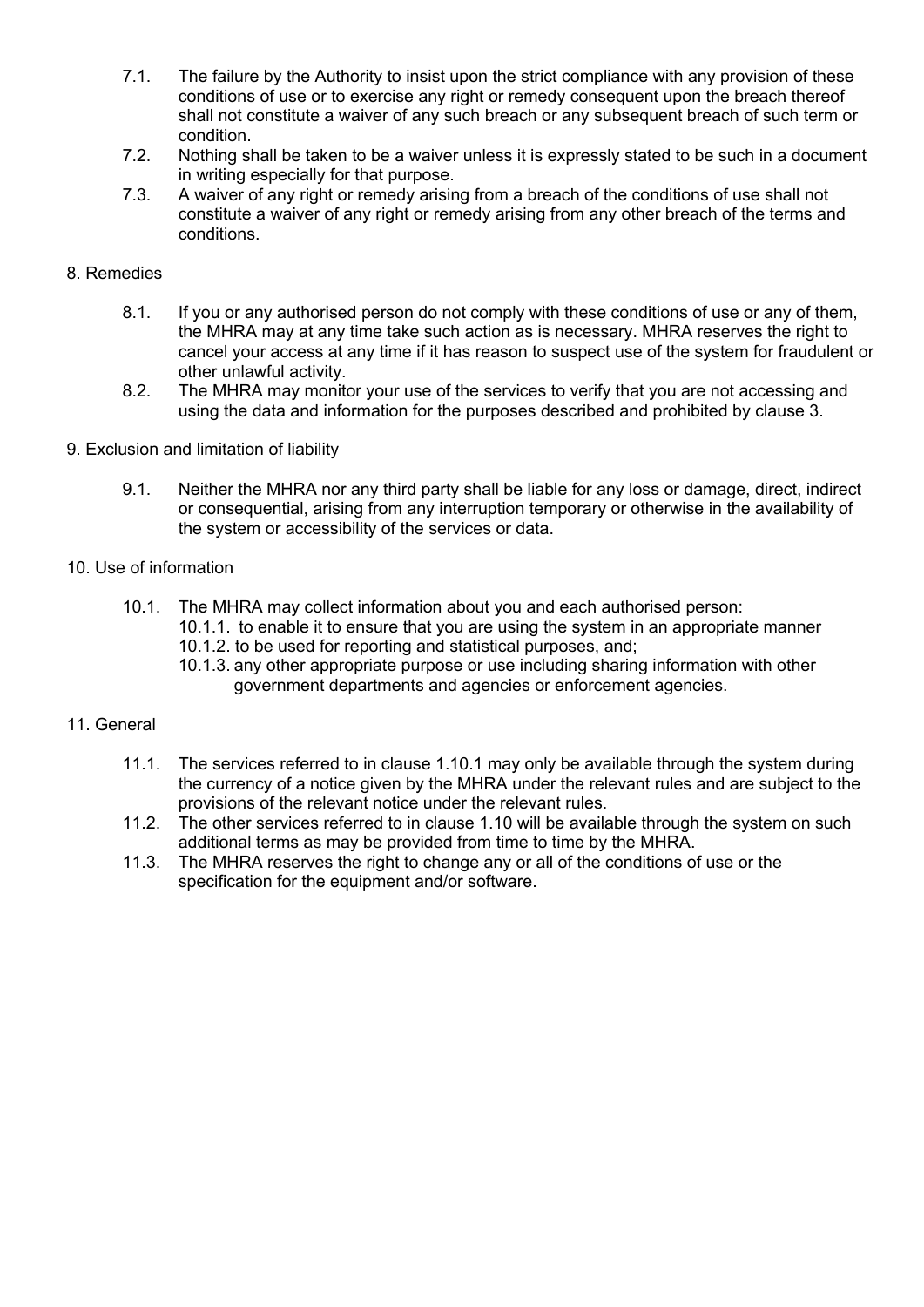7.1. The failure by the Authority to insist upon the strict compliance with any provision of these conditions of use or to exercise any right or remedy consequent upon the breach thereof shall not constitute a waiver of any such breach or any subsequent breach of such term or condition.

7.2. Nothing shall be taken to be a waiver unless it is expressly stated to be such in a document in writing especially for that purpose.

7.3. A waiver of any right or remedy arising from a breach of the conditions of use shall not constitute a waiver of any right or remedy arising from any other breach of the terms and conditions.

8. Remedies

8.1. If you or any authorised person do not comply with these conditions of use or any of them, the MHRA may at any time take such action as is necessary. MHRA reserves the right to cancel your access at any time if it has reason to suspect use of the system for fraudulent or other unlawful activity.

8.2. The MHRA may monitor your use of the services to verify that you are not accessing and using the data and information for the purposes described and prohibited by clause 3.

9. Exclusion and limitation of liability

9.1. Neither the MHRA nor any third party shall be liable for any loss or damage, direct, indirect or consequential, arising from any interruption temporary or otherwise in the availability of the system or accessibility of the services or data.

10. Use of information

10.1. The MHRA may collect information about you and each authorised person:

10.1.1. to enable it to ensure that you are using the system in an appropriate manner

10.1.2. to be used for reporting and statistical purposes, and;

10.1.3. any other appropriate purpose or use including sharing information with other government departments and agencies or enforcement agencies.

11. General

11.1. The services referred to in clause 1.10.1 may only be available through the system during the currency of a notice given by the MHRA under the relevant rules and are subject to the provisions of the relevant notice under the relevant rules.

11.2. The other services referred to in clause 1.10 will be available through the system on such additional terms as may be provided from time to time by the MHRA.

11.3. The MHRA reserves the right to change any or all of the conditions of use or the specification for the equipment and/or software.